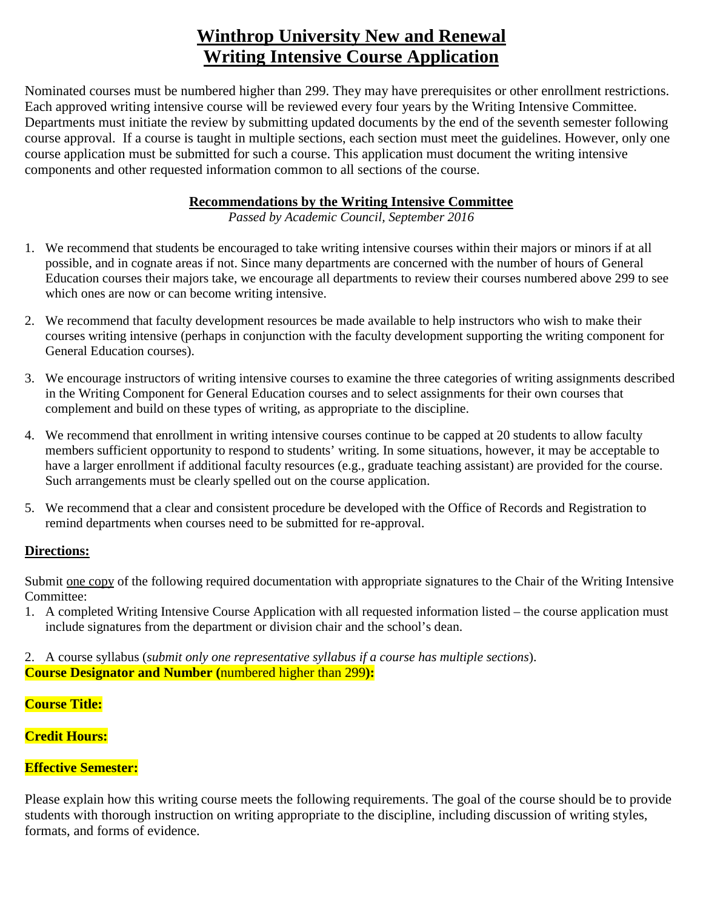# Winthrop University New and Renewal Writing Intensive Course Application

Nominated courses must be numbered higher than 299. They may have prerequisites or other enrollment restrictions. Each approved writing intensive course will be reviewed every four years by the Writing Intensive Committee. Departments must initiate the review by submitting updated documents by the end of the seventh semester following course approval. If a course is taught in multiple sections, each section must meet the guidelines. However, only one course application must be submitted for such a course. This application must document the writing intensive components and other requested information common to all sections of the course.

## Recommendations by the Writing Intensive Committee

*Passed by Academic Council, September 2016*

1. We recommend that students be encouraged to take writing intensive courses within their majors or minors if at all possible, and in cognate areas if not. Since many departments are concerned with the number of hours of General Education courses their majors take, we encourage all departments to review their courses numbered above 299 to see which ones are now or can become writing intensive.

2. We recommend that faculty development resources be made available to help instructors who wish to make their courses writing intensive (perhaps in conjunction with the faculty development supporting the writing component for General Education courses).

3. We encourage instructors of writing intensive courses to examine the three categories of writing assignments described in the Writing Component for General Education courses and to select assignments for their own courses that complement and build on these types of writing, as appropriate to the discipline.

4. We recommend that enrollment in writing intensive courses continue to be capped at 20 students to allow faculty members sufficient opportunity to respond to students' writing. In some situations, however, it may be acceptable to have a larger enrollment if additional faculty resources (e.g., graduate teaching assistant) are provided for the course. Such arrangements must be clearly spelled out on the course application.

5. We recommend that a clear and consistent procedure be developed with the Office of Records and Registration to remind departments when courses need to be submitted for re-approval.

## Directions:

Submit one copy of the following required documentation with appropriate signatures to the Chair of the Writing Intensive Committee:

1. A completed Writing Intensive Course Application with all requested information listed – the course application must include signatures from the department or division chair and the school's dean.

2. A course syllabus (*submit only one representative syllabus if a course has multiple sections*).

**Course Designator and Number (**numbered higher than 299**):**

**Course Title:**

**Credit Hours:**

**Effective Semester:**

Please explain how this writing course meets the following requirements. The goal of the course should be to provide students with thorough instruction on writing appropriate to the discipline, including discussion of writing styles, formats, and forms of evidence.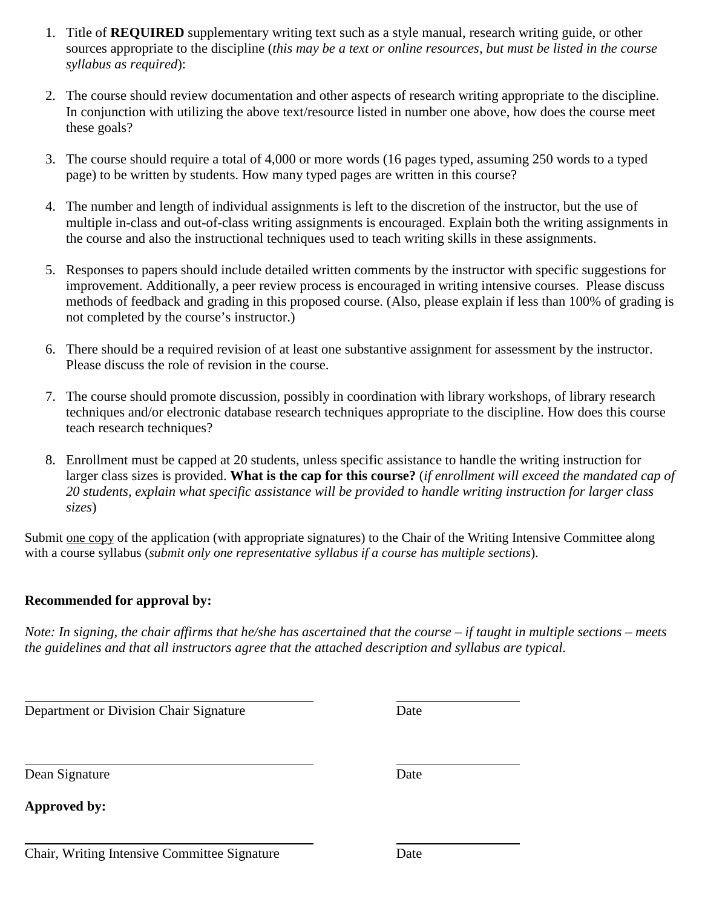1. Title of **REQUIRED** supplementary writing text such as a style manual, research writing guide, or other sources appropriate to the discipline (*this may be a text or online resources, but must be listed in the course syllabus as required*):

2. The course should review documentation and other aspects of research writing appropriate to the discipline. In conjunction with utilizing the above text/resource listed in number one above, how does the course meet these goals?

3. The course should require a total of 4,000 or more words (16 pages typed, assuming 250 words to a typed page) to be written by students. How many typed pages are written in this course?

4. The number and length of individual assignments is left to the discretion of the instructor, but the use of multiple in-class and out-of-class writing assignments is encouraged. Explain both the writing assignments in the course and also the instructional techniques used to teach writing skills in these assignments.

5. Responses to papers should include detailed written comments by the instructor with specific suggestions for improvement. Additionally, a peer review process is encouraged in writing intensive courses. Please discuss methods of feedback and grading in this proposed course. (Also, please explain if less than 100% of grading is not completed by the course's instructor.)

6. There should be a required revision of at least one substantive assignment for assessment by the instructor. Please discuss the role of revision in the course.

7. The course should promote discussion, possibly in coordination with library workshops, of library research techniques and/or electronic database research techniques appropriate to the discipline. How does this course teach research techniques?

8. Enrollment must be capped at 20 students, unless specific assistance to handle the writing instruction for larger class sizes is provided. **What is the cap for this course?** (*if enrollment will exceed the mandated cap of 20 students, explain what specific assistance will be provided to handle writing instruction for larger class sizes*)

Submit <u>one copy</u> of the application (with appropriate signatures) to the Chair of the Writing Intensive Committee along with a course syllabus (*submit only one representative syllabus if a course has multiple sections*).

**Recommended for approval by:**

*Note: In signing, the chair affirms that he/she has ascertained that the course – if taught in multiple sections – meets the guidelines and that all instructors agree that the attached description and syllabus are typical.*

\_\_\_\_\_\_\_\_\_\_\_\_\_\_\_\_\_\_\_\_\_\_\_\_\_\_\_\_\_\_\_\_\_\_\_\_ \_\_\_\_\_\_\_\_\_\_\_\_\_\_\_

Department or Division Chair Signature Date

\_\_\_\_\_\_\_\_\_\_\_\_\_\_\_\_\_\_\_\_\_\_\_\_\_\_\_\_\_\_\_\_\_\_\_\_ \_\_\_\_\_\_\_\_\_\_\_\_\_\_\_

Dean Signature Date

**Approved by:**

\_\_\_\_\_\_\_\_\_\_\_\_\_\_\_\_\_\_\_\_\_\_\_\_\_\_\_\_\_\_\_\_\_\_\_\_ \_\_\_\_\_\_\_\_\_\_\_\_\_\_\_

Chair, Writing Intensive Committee Signature Date